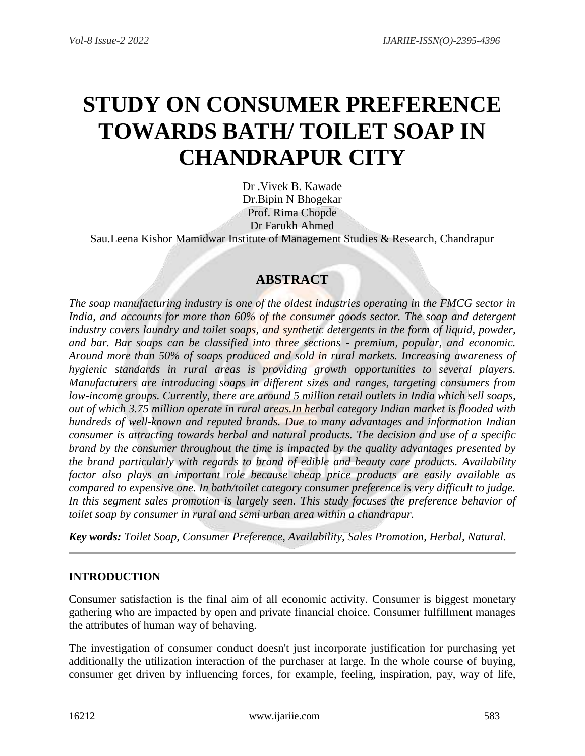# STUDY ON CONSUMER PREFERENCE TOWARDS BATH/ TOILET SOAP IN CHANDRAPUR CITY

Dr .Vivek B. Kawade
Dr.Bipin N Bhogekar
Prof. Rima Chopde
Dr Farukh Ahmed
Sau.Leena Kishor Mamidwar Institute of Management Studies & Research, Chandrapur

## ABSTRACT

*The soap manufacturing industry is one of the oldest industries operating in the FMCG sector in India, and accounts for more than 60% of the consumer goods sector. The soap and detergent industry covers laundry and toilet soaps, and synthetic detergents in the form of liquid, powder, and bar. Bar soaps can be classified into three sections - premium, popular, and economic. Around more than 50% of soaps produced and sold in rural markets. Increasing awareness of hygienic standards in rural areas is providing growth opportunities to several players. Manufacturers are introducing soaps in different sizes and ranges, targeting consumers from low-income groups. Currently, there are around 5 million retail outlets in India which sell soaps, out of which 3.75 million operate in rural areas.In herbal category Indian market is flooded with hundreds of well-known and reputed brands. Due to many advantages and information Indian consumer is attracting towards herbal and natural products. The decision and use of a specific brand by the consumer throughout the time is impacted by the quality advantages presented by the brand particularly with regards to brand of edible and beauty care products. Availability factor also plays an important role because cheap price products are easily available as compared to expensive one. In bath/toilet category consumer preference is very difficult to judge. In this segment sales promotion is largely seen. This study focuses the preference behavior of toilet soap by consumer in rural and semi urban area within a chandrapur.*

***Key words:** Toilet Soap, Consumer Preference, Availability, Sales Promotion, Herbal, Natural.*

---

### INTRODUCTION

Consumer satisfaction is the final aim of all economic activity. Consumer is biggest monetary gathering who are impacted by open and private financial choice. Consumer fulfillment manages the attributes of human way of behaving.

The investigation of consumer conduct doesn't just incorporate justification for purchasing yet additionally the utilization interaction of the purchaser at large. In the whole course of buying, consumer get driven by influencing forces, for example, feeling, inspiration, pay, way of life,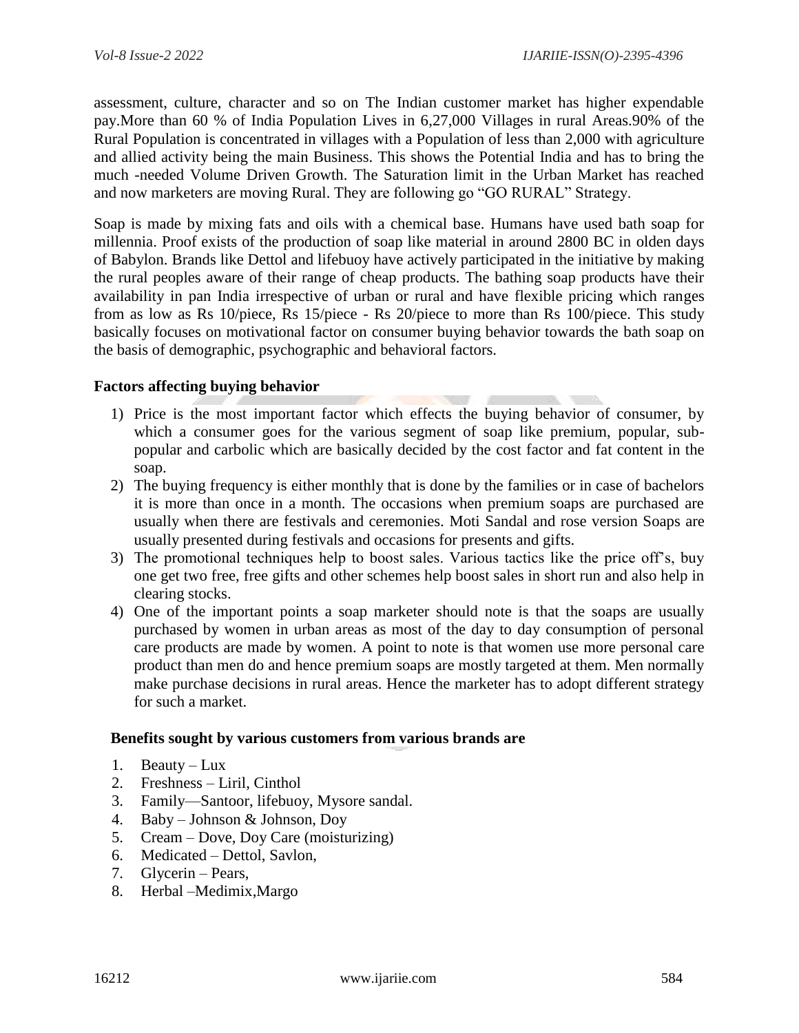assessment, culture, character and so on The Indian customer market has higher expendable pay.More than 60 % of India Population Lives in 6,27,000 Villages in rural Areas.90% of the Rural Population is concentrated in villages with a Population of less than 2,000 with agriculture and allied activity being the main Business. This shows the Potential India and has to bring the much -needed Volume Driven Growth. The Saturation limit in the Urban Market has reached and now marketers are moving Rural. They are following go "GO RURAL" Strategy.

Soap is made by mixing fats and oils with a chemical base. Humans have used bath soap for millennia. Proof exists of the production of soap like material in around 2800 BC in olden days of Babylon. Brands like Dettol and lifebuoy have actively participated in the initiative by making the rural peoples aware of their range of cheap products. The bathing soap products have their availability in pan India irrespective of urban or rural and have flexible pricing which ranges from as low as Rs 10/piece, Rs 15/piece - Rs 20/piece to more than Rs 100/piece. This study basically focuses on motivational factor on consumer buying behavior towards the bath soap on the basis of demographic, psychographic and behavioral factors.

**Factors affecting buying behavior**

1) Price is the most important factor which effects the buying behavior of consumer, by which a consumer goes for the various segment of soap like premium, popular, sub-popular and carbolic which are basically decided by the cost factor and fat content in the soap.
2) The buying frequency is either monthly that is done by the families or in case of bachelors it is more than once in a month. The occasions when premium soaps are purchased are usually when there are festivals and ceremonies. Moti Sandal and rose version Soaps are usually presented during festivals and occasions for presents and gifts.
3) The promotional techniques help to boost sales. Various tactics like the price off's, buy one get two free, free gifts and other schemes help boost sales in short run and also help in clearing stocks.
4) One of the important points a soap marketer should note is that the soaps are usually purchased by women in urban areas as most of the day to day consumption of personal care products are made by women. A point to note is that women use more personal care product than men do and hence premium soaps are mostly targeted at them. Men normally make purchase decisions in rural areas. Hence the marketer has to adopt different strategy for such a market.

**Benefits sought by various customers from various brands are**

1. Beauty – Lux
2. Freshness – Liril, Cinthol
3. Family—Santoor, lifebuoy, Mysore sandal.
4. Baby – Johnson & Johnson, Doy
5. Cream – Dove, Doy Care (moisturizing)
6. Medicated – Dettol, Savlon,
7. Glycerin – Pears,
8. Herbal –Medimix,Margo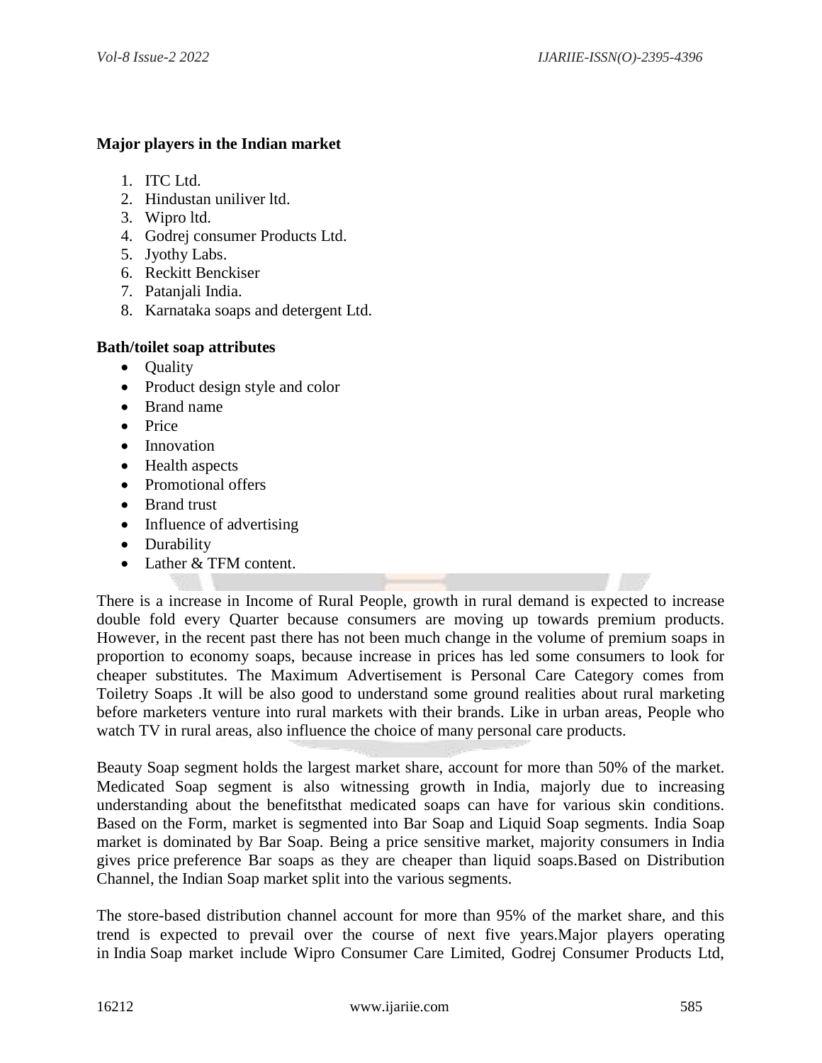**Major players in the Indian market**

1. ITC Ltd.
2. Hindustan uniliver ltd.
3. Wipro ltd.
4. Godrej consumer Products Ltd.
5. Jyothy Labs.
6. Reckitt Benckiser
7. Patanjali India.
8. Karnataka soaps and detergent Ltd.

**Bath/toilet soap attributes**

- Quality
- Product design style and color
- Brand name
- Price
- Innovation
- Health aspects
- Promotional offers
- Brand trust
- Influence of advertising
- Durability
- Lather & TFM content.

There is a increase in Income of Rural People, growth in rural demand is expected to increase double fold every Quarter because consumers are moving up towards premium products. However, in the recent past there has not been much change in the volume of premium soaps in proportion to economy soaps, because increase in prices has led some consumers to look for cheaper substitutes. The Maximum Advertisement is Personal Care Category comes from Toiletry Soaps .It will be also good to understand some ground realities about rural marketing before marketers venture into rural markets with their brands. Like in urban areas, People who watch TV in rural areas, also influence the choice of many personal care products.

Beauty Soap segment holds the largest market share, account for more than 50% of the market. Medicated Soap segment is also witnessing growth in India, majorly due to increasing understanding about the benefitsthat medicated soaps can have for various skin conditions. Based on the Form, market is segmented into Bar Soap and Liquid Soap segments. India Soap market is dominated by Bar Soap. Being a price sensitive market, majority consumers in India gives price preference Bar soaps as they are cheaper than liquid soaps.Based on Distribution Channel, the Indian Soap market split into the various segments.

The store-based distribution channel account for more than 95% of the market share, and this trend is expected to prevail over the course of next five years.Major players operating in India Soap market include Wipro Consumer Care Limited, Godrej Consumer Products Ltd,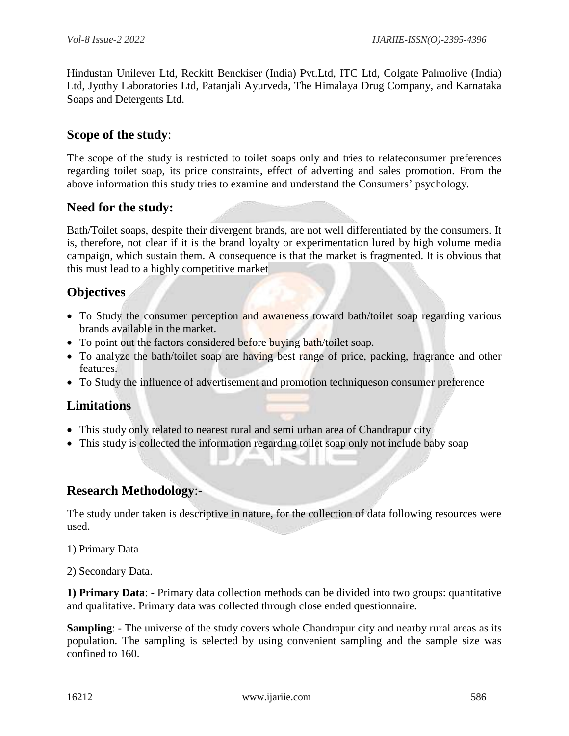Hindustan Unilever Ltd, Reckitt Benckiser (India) Pvt.Ltd, ITC Ltd, Colgate Palmolive (India) Ltd, Jyothy Laboratories Ltd, Patanjali Ayurveda, The Himalaya Drug Company, and Karnataka Soaps and Detergents Ltd.

## **Scope of the study**:

The scope of the study is restricted to toilet soaps only and tries to relateconsumer preferences regarding toilet soap, its price constraints, effect of adverting and sales promotion. From the above information this study tries to examine and understand the Consumers' psychology.

## **Need for the study:**

Bath/Toilet soaps, despite their divergent brands, are not well differentiated by the consumers. It is, therefore, not clear if it is the brand loyalty or experimentation lured by high volume media campaign, which sustain them. A consequence is that the market is fragmented. It is obvious that this must lead to a highly competitive market

## **Objectives**

- To Study the consumer perception and awareness toward bath/toilet soap regarding various brands available in the market.
- To point out the factors considered before buying bath/toilet soap.
- To analyze the bath/toilet soap are having best range of price, packing, fragrance and other features.
- To Study the influence of advertisement and promotion techniqueson consumer preference

## **Limitations**

- This study only related to nearest rural and semi urban area of Chandrapur city
- This study is collected the information regarding toilet soap only not include baby soap

## **Research Methodology**:-

The study under taken is descriptive in nature, for the collection of data following resources were used.

1) Primary Data

2) Secondary Data.

**1) Primary Data**: - Primary data collection methods can be divided into two groups: quantitative and qualitative. Primary data was collected through close ended questionnaire.

**Sampling**: - The universe of the study covers whole Chandrapur city and nearby rural areas as its population. The sampling is selected by using convenient sampling and the sample size was confined to 160.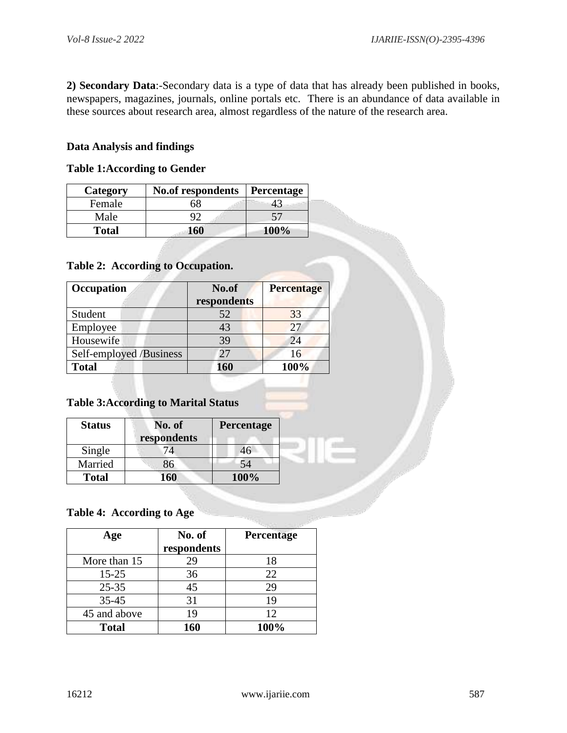**2) Secondary Data**:-Secondary data is a type of data that has already been published in books, newspapers, magazines, journals, online portals etc. There is an abundance of data available in these sources about research area, almost regardless of the nature of the research area.

**Data Analysis and findings**

**Table 1:According to Gender**

| Category | No.of respondents | Percentage |
|---|---|---|
| Female | 68 | 43 |
| Male | 92 | 57 |
| **Total** | **160** | **100%** |

**Table 2: According to Occupation.**

| Occupation | No.of respondents | Percentage |
|---|---|---|
| Student | 52 | 33 |
| Employee | 43 | 27 |
| Housewife | 39 | 24 |
| Self-employed /Business | 27 | 16 |
| **Total** | **160** | **100%** |

**Table 3:According to Marital Status**

| Status | No. of respondents | Percentage |
|---|---|---|
| Single | 74 | 46 |
| Married | 86 | 54 |
| **Total** | **160** | **100%** |

**Table 4: According to Age**

| Age | No. of respondents | Percentage |
|---|---|---|
| More than 15 | 29 | 18 |
| 15-25 | 36 | 22 |
| 25-35 | 45 | 29 |
| 35-45 | 31 | 19 |
| 45 and above | 19 | 12 |
| **Total** | **160** | **100%** |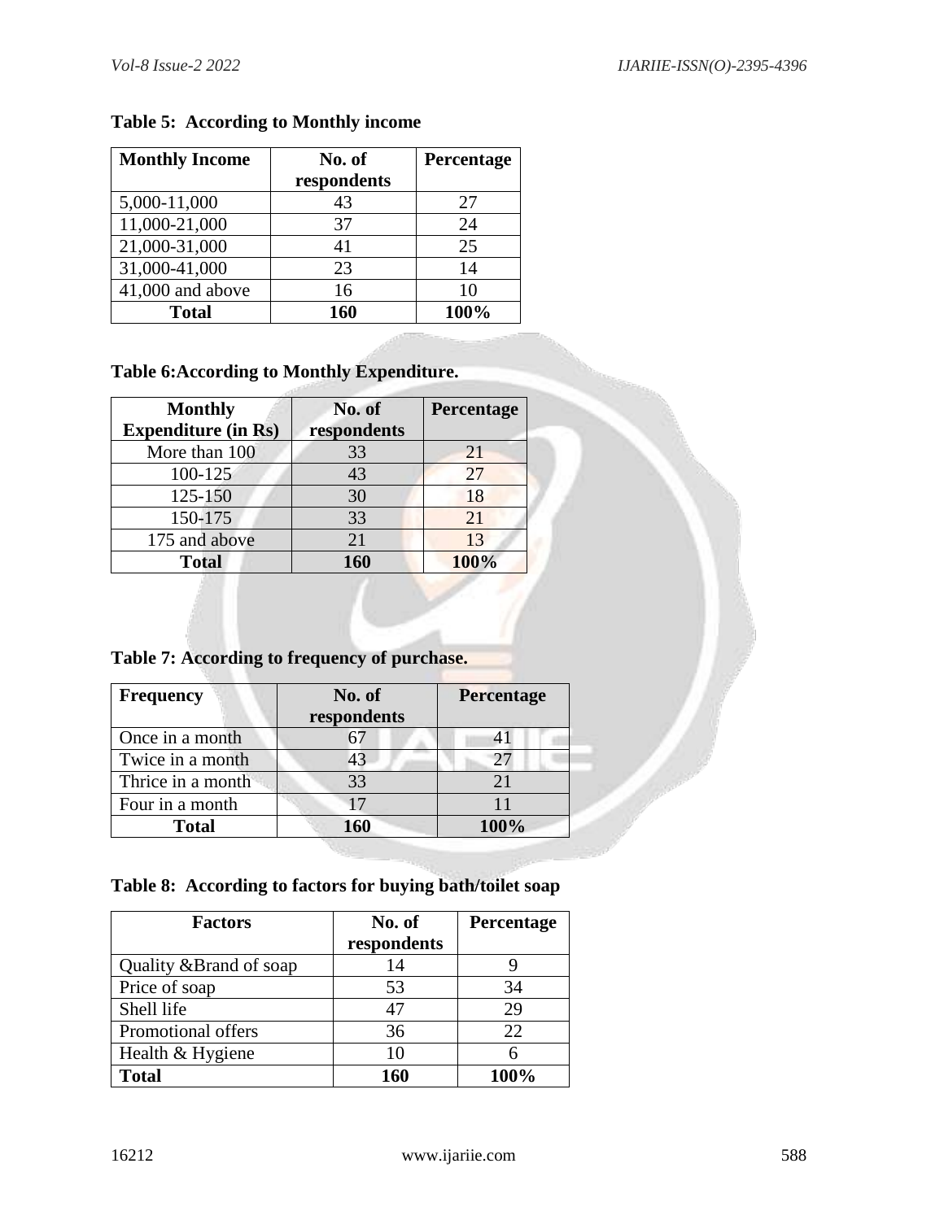**Table 5: According to Monthly income**

| Monthly Income | No. of respondents | Percentage |
|---|---|---|
| 5,000-11,000 | 43 | 27 |
| 11,000-21,000 | 37 | 24 |
| 21,000-31,000 | 41 | 25 |
| 31,000-41,000 | 23 | 14 |
| 41,000 and above | 16 | 10 |
| **Total** | **160** | **100%** |

**Table 6:According to Monthly Expenditure.**

| Monthly Expenditure (in Rs) | No. of respondents | Percentage |
|---|---|---|
| More than 100 | 33 | 21 |
| 100-125 | 43 | 27 |
| 125-150 | 30 | 18 |
| 150-175 | 33 | 21 |
| 175 and above | 21 | 13 |
| **Total** | **160** | **100%** |

**Table 7: According to frequency of purchase.**

| Frequency | No. of respondents | Percentage |
|---|---|---|
| Once in a month | 67 | 41 |
| Twice in a month | 43 | 27 |
| Thrice in a month | 33 | 21 |
| Four in a month | 17 | 11 |
| **Total** | **160** | **100%** |

**Table 8: According to factors for buying bath/toilet soap**

| Factors | No. of respondents | Percentage |
|---|---|---|
| Quality &Brand of soap | 14 | 9 |
| Price of soap | 53 | 34 |
| Shell life | 47 | 29 |
| Promotional offers | 36 | 22 |
| Health & Hygiene | 10 | 6 |
| **Total** | **160** | **100%** |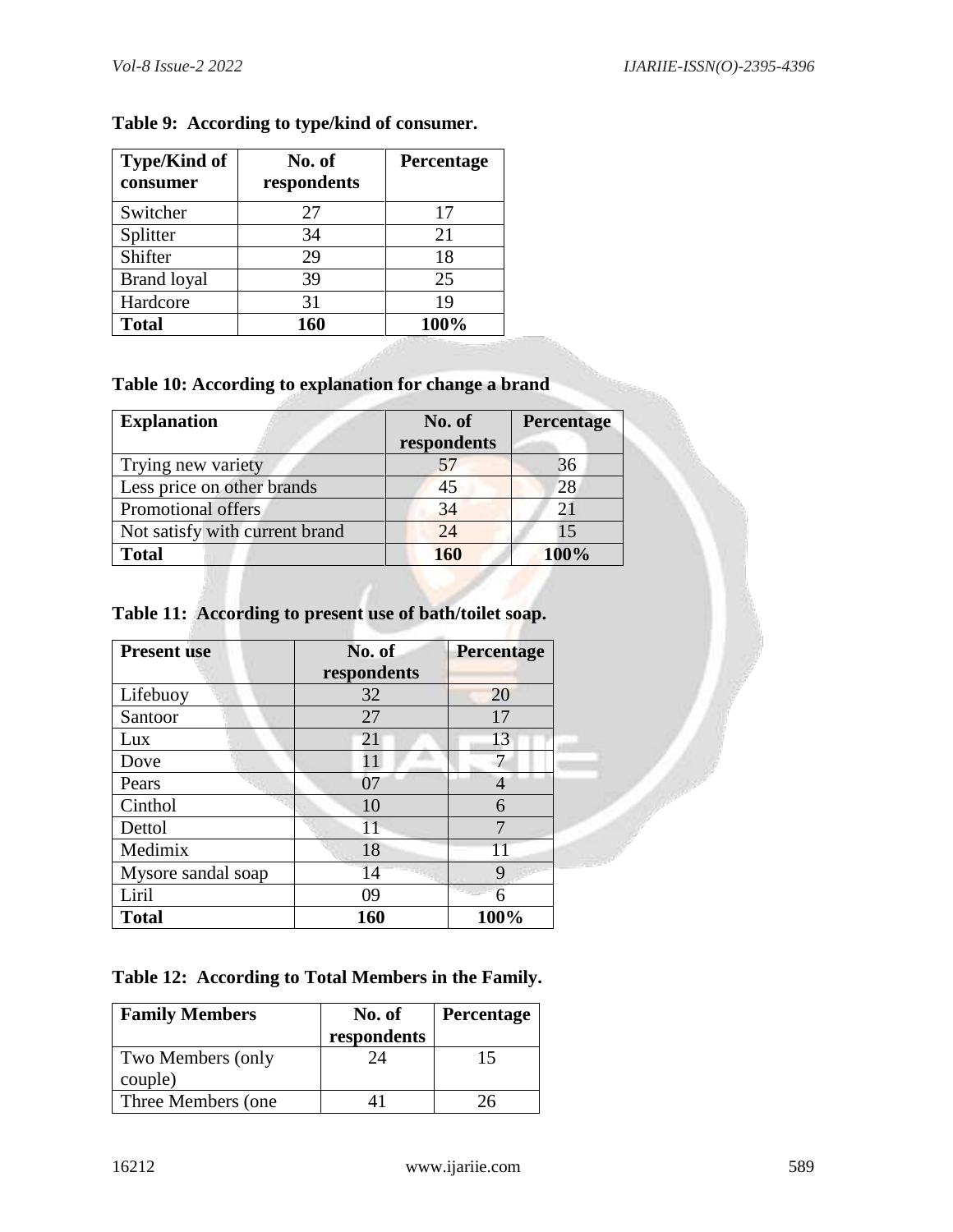**Table 9: According to type/kind of consumer.**

| Type/Kind of consumer | No. of respondents | Percentage |
|---|---|---|
| Switcher | 27 | 17 |
| Splitter | 34 | 21 |
| Shifter | 29 | 18 |
| Brand loyal | 39 | 25 |
| Hardcore | 31 | 19 |
| **Total** | **160** | **100%** |

**Table 10: According to explanation for change a brand**

| Explanation | No. of respondents | Percentage |
|---|---|---|
| Trying new variety | 57 | 36 |
| Less price on other brands | 45 | 28 |
| Promotional offers | 34 | 21 |
| Not satisfy with current brand | 24 | 15 |
| **Total** | **160** | **100%** |

**Table 11: According to present use of bath/toilet soap.**

| Present use | No. of respondents | Percentage |
|---|---|---|
| Lifebuoy | 32 | 20 |
| Santoor | 27 | 17 |
| Lux | 21 | 13 |
| Dove | 11 | 7 |
| Pears | 07 | 4 |
| Cinthol | 10 | 6 |
| Dettol | 11 | 7 |
| Medimix | 18 | 11 |
| Mysore sandal soap | 14 | 9 |
| Liril | 09 | 6 |
| **Total** | **160** | **100%** |

**Table 12: According to Total Members in the Family.**

| Family Members | No. of respondents | Percentage |
|---|---|---|
| Two Members (only couple) | 24 | 15 |
| Three Members (one | 41 | 26 |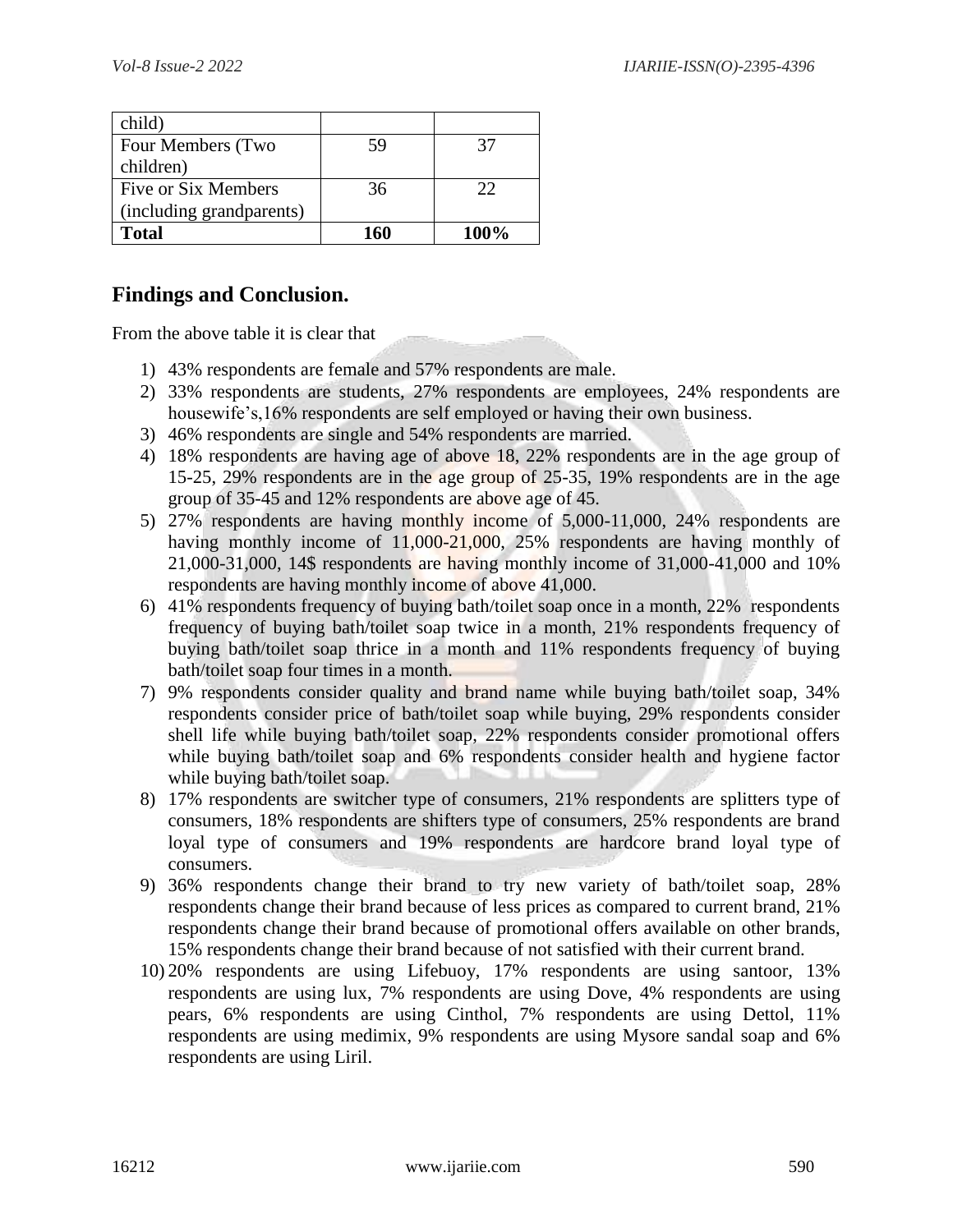| child) | | |
|---|---|---|
| Four Members (Two children) | 59 | 37 |
| Five or Six Members (including grandparents) | 36 | 22 |
| **Total** | **160** | **100%** |

## Findings and Conclusion.

From the above table it is clear that

1) 43% respondents are female and 57% respondents are male.
2) 33% respondents are students, 27% respondents are employees, 24% respondents are housewife's,16% respondents are self employed or having their own business.
3) 46% respondents are single and 54% respondents are married.
4) 18% respondents are having age of above 18, 22% respondents are in the age group of 15-25, 29% respondents are in the age group of 25-35, 19% respondents are in the age group of 35-45 and 12% respondents are above age of 45.
5) 27% respondents are having monthly income of 5,000-11,000, 24% respondents are having monthly income of 11,000-21,000, 25% respondents are having monthly of 21,000-31,000, 14$ respondents are having monthly income of 31,000-41,000 and 10% respondents are having monthly income of above 41,000.
6) 41% respondents frequency of buying bath/toilet soap once in a month, 22% respondents frequency of buying bath/toilet soap twice in a month, 21% respondents frequency of buying bath/toilet soap thrice in a month and 11% respondents frequency of buying bath/toilet soap four times in a month.
7) 9% respondents consider quality and brand name while buying bath/toilet soap, 34% respondents consider price of bath/toilet soap while buying, 29% respondents consider shell life while buying bath/toilet soap, 22% respondents consider promotional offers while buying bath/toilet soap and 6% respondents consider health and hygiene factor while buying bath/toilet soap.
8) 17% respondents are switcher type of consumers, 21% respondents are splitters type of consumers, 18% respondents are shifters type of consumers, 25% respondents are brand loyal type of consumers and 19% respondents are hardcore brand loyal type of consumers.
9) 36% respondents change their brand to try new variety of bath/toilet soap, 28% respondents change their brand because of less prices as compared to current brand, 21% respondents change their brand because of promotional offers available on other brands, 15% respondents change their brand because of not satisfied with their current brand.
10) 20% respondents are using Lifebuoy, 17% respondents are using santoor, 13% respondents are using lux, 7% respondents are using Dove, 4% respondents are using pears, 6% respondents are using Cinthol, 7% respondents are using Dettol, 11% respondents are using medimix, 9% respondents are using Mysore sandal soap and 6% respondents are using Liril.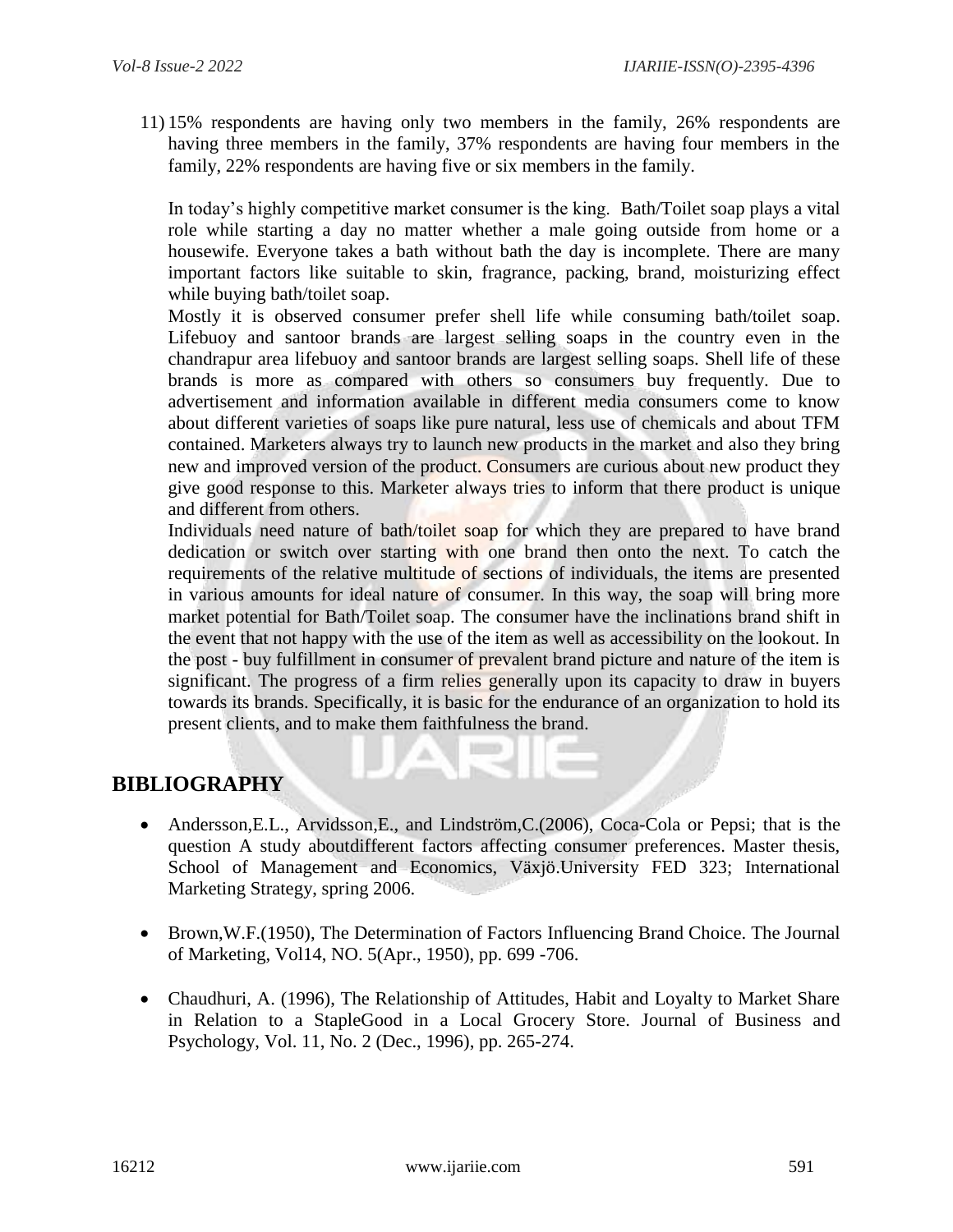11) 15% respondents are having only two members in the family, 26% respondents are having three members in the family, 37% respondents are having four members in the family, 22% respondents are having five or six members in the family.

In today's highly competitive market consumer is the king. Bath/Toilet soap plays a vital role while starting a day no matter whether a male going outside from home or a housewife. Everyone takes a bath without bath the day is incomplete. There are many important factors like suitable to skin, fragrance, packing, brand, moisturizing effect while buying bath/toilet soap.

Mostly it is observed consumer prefer shell life while consuming bath/toilet soap. Lifebuoy and santoor brands are largest selling soaps in the country even in the chandrapur area lifebuoy and santoor brands are largest selling soaps. Shell life of these brands is more as compared with others so consumers buy frequently. Due to advertisement and information available in different media consumers come to know about different varieties of soaps like pure natural, less use of chemicals and about TFM contained. Marketers always try to launch new products in the market and also they bring new and improved version of the product. Consumers are curious about new product they give good response to this. Marketer always tries to inform that there product is unique and different from others.

Individuals need nature of bath/toilet soap for which they are prepared to have brand dedication or switch over starting with one brand then onto the next. To catch the requirements of the relative multitude of sections of individuals, the items are presented in various amounts for ideal nature of consumer. In this way, the soap will bring more market potential for Bath/Toilet soap. The consumer have the inclinations brand shift in the event that not happy with the use of the item as well as accessibility on the lookout. In the post - buy fulfillment in consumer of prevalent brand picture and nature of the item is significant. The progress of a firm relies generally upon its capacity to draw in buyers towards its brands. Specifically, it is basic for the endurance of an organization to hold its present clients, and to make them faithfulness the brand.

## BIBLIOGRAPHY

- Andersson,E.L., Arvidsson,E., and Lindström,C.(2006), Coca-Cola or Pepsi; that is the question A study aboutdifferent factors affecting consumer preferences. Master thesis, School of Management and Economics, Växjö.University FED 323; International Marketing Strategy, spring 2006.

- Brown,W.F.(1950), The Determination of Factors Influencing Brand Choice. The Journal of Marketing, Vol14, NO. 5(Apr., 1950), pp. 699 -706.

- Chaudhuri, A. (1996), The Relationship of Attitudes, Habit and Loyalty to Market Share in Relation to a StapleGood in a Local Grocery Store. Journal of Business and Psychology, Vol. 11, No. 2 (Dec., 1996), pp. 265-274.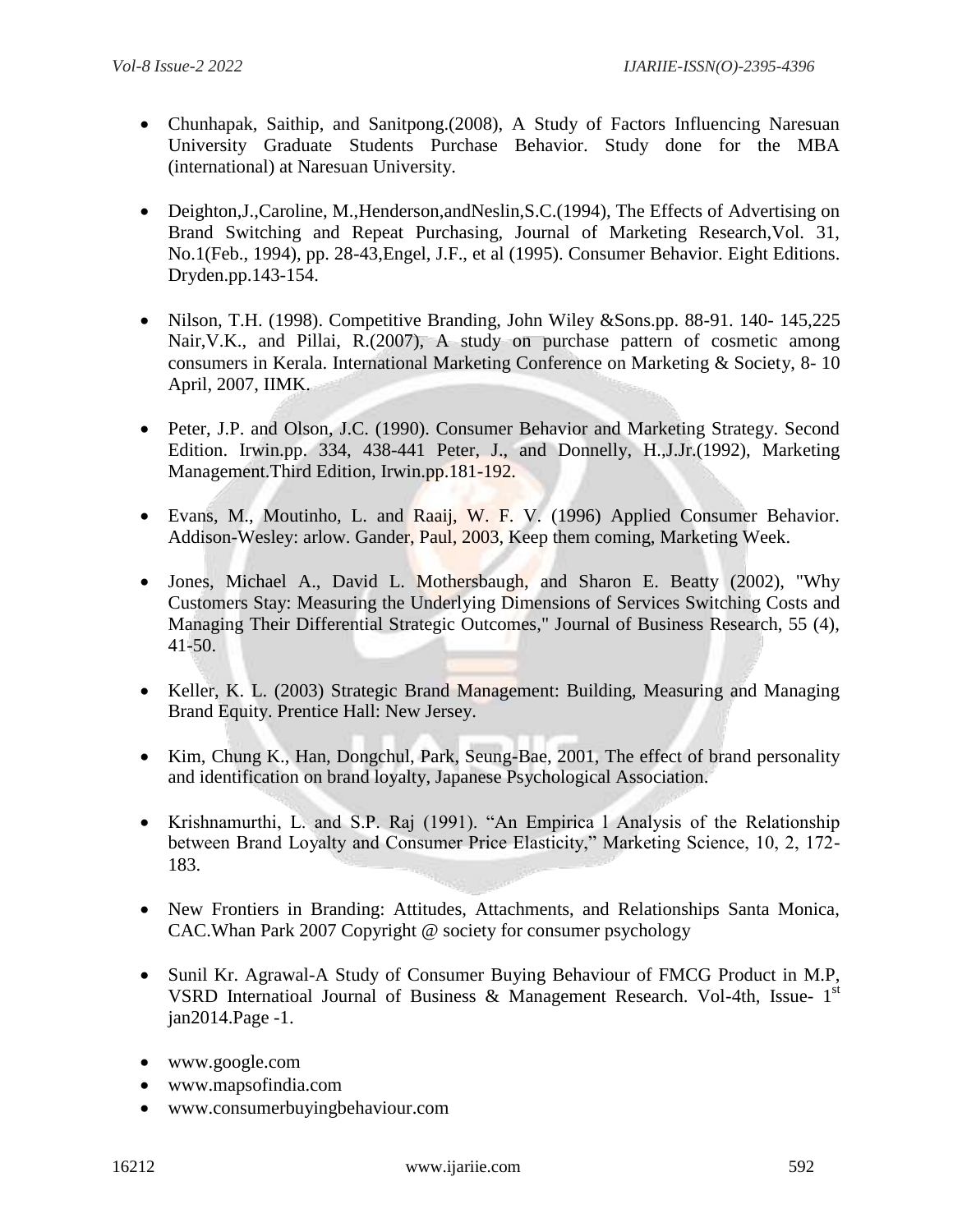- Chunhapak, Saithip, and Sanitpong.(2008), A Study of Factors Influencing Naresuan University Graduate Students Purchase Behavior. Study done for the MBA (international) at Naresuan University.

- Deighton,J.,Caroline, M.,Henderson,andNeslin,S.C.(1994), The Effects of Advertising on Brand Switching and Repeat Purchasing, Journal of Marketing Research,Vol. 31, No.1(Feb., 1994), pp. 28-43,Engel, J.F., et al (1995). Consumer Behavior. Eight Editions. Dryden.pp.143-154.

- Nilson, T.H. (1998). Competitive Branding, John Wiley &Sons.pp. 88-91. 140- 145,225 Nair,V.K., and Pillai, R.(2007), A study on purchase pattern of cosmetic among consumers in Kerala. International Marketing Conference on Marketing & Society, 8- 10 April, 2007, IIMK.

- Peter, J.P. and Olson, J.C. (1990). Consumer Behavior and Marketing Strategy. Second Edition. Irwin.pp. 334, 438-441 Peter, J., and Donnelly, H.,J.Jr.(1992), Marketing Management.Third Edition, Irwin.pp.181-192.

- Evans, M., Moutinho, L. and Raaij, W. F. V. (1996) Applied Consumer Behavior. Addison-Wesley: arlow. Gander, Paul, 2003, Keep them coming, Marketing Week.

- Jones, Michael A., David L. Mothersbaugh, and Sharon E. Beatty (2002), "Why Customers Stay: Measuring the Underlying Dimensions of Services Switching Costs and Managing Their Differential Strategic Outcomes," Journal of Business Research, 55 (4), 41-50.

- Keller, K. L. (2003) Strategic Brand Management: Building, Measuring and Managing Brand Equity. Prentice Hall: New Jersey.

- Kim, Chung K., Han, Dongchul, Park, Seung-Bae, 2001, The effect of brand personality and identification on brand loyalty, Japanese Psychological Association.

- Krishnamurthi, L. and S.P. Raj (1991). "An Empirica l Analysis of the Relationship between Brand Loyalty and Consumer Price Elasticity," Marketing Science, 10, 2, 172-183.

- New Frontiers in Branding: Attitudes, Attachments, and Relationships Santa Monica, CAC.Whan Park 2007 Copyright @ society for consumer psychology

- Sunil Kr. Agrawal-A Study of Consumer Buying Behaviour of FMCG Product in M.P, VSRD Internatioal Journal of Business & Management Research. Vol-4th, Issue- 1st jan2014.Page -1.

- www.google.com
- www.mapsofindia.com
- www.consumerbuyingbehaviour.com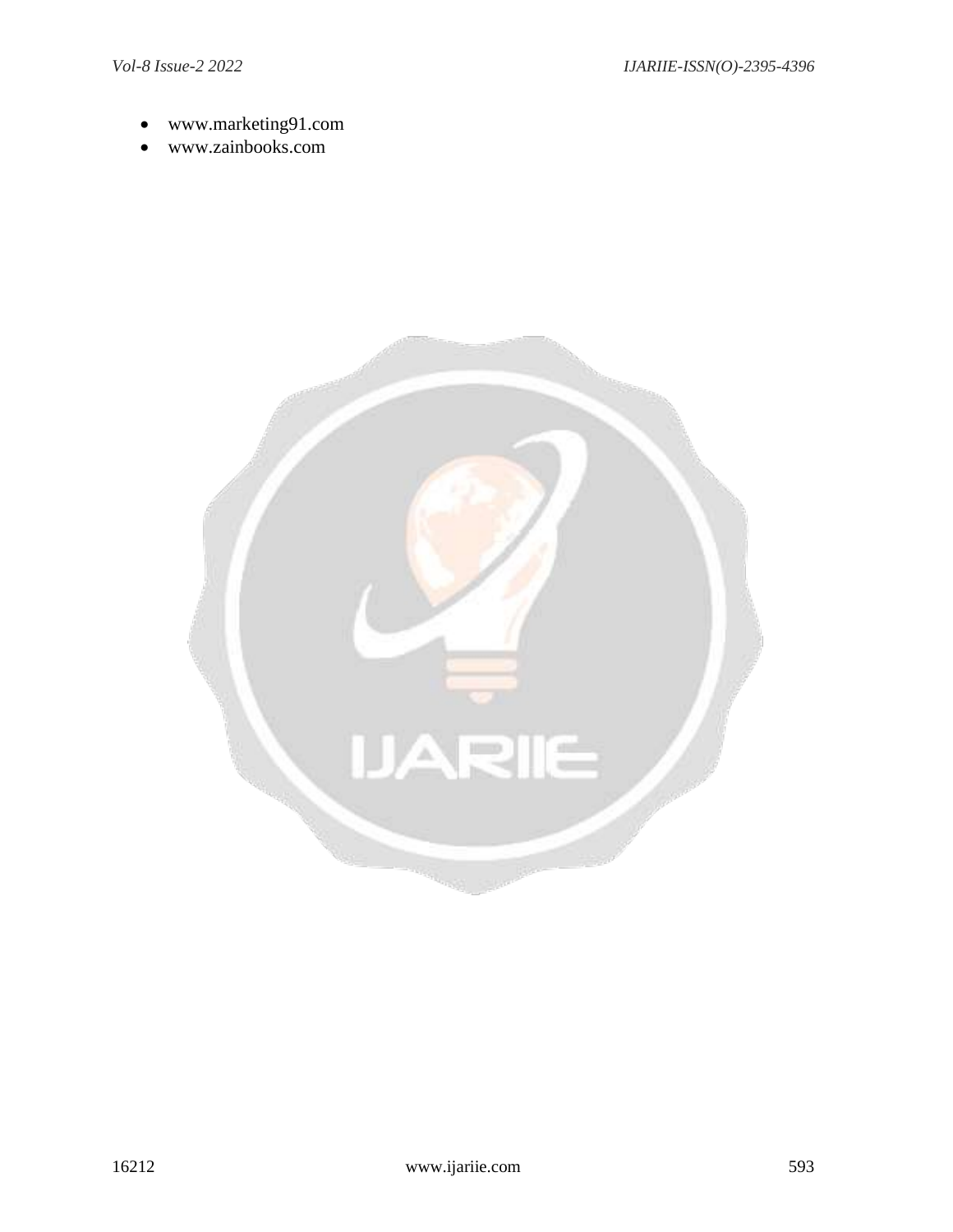- www.marketing91.com
- www.zainbooks.com